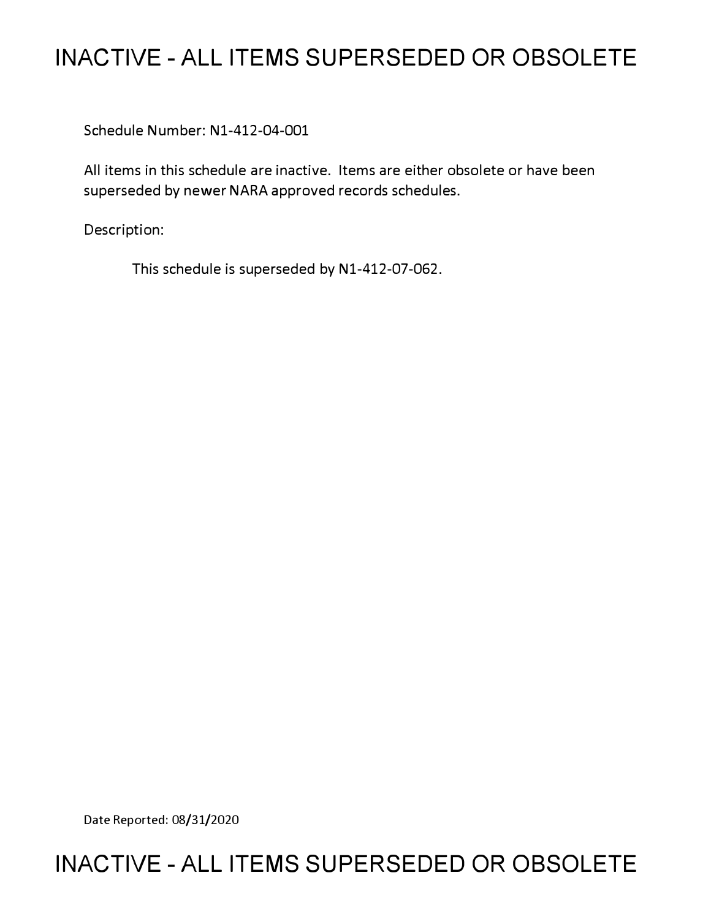# INACTIVE - ALL ITEMS SUPERSEDED OR OBSOLETE

Schedule Number: N1-412-04-001

All items in this schedule are inactive. Items are either obsolete or have been superseded by newer NARA approved records schedules.

Description:

This schedule is superseded by N1-412-07-062.

Date Reported: 08/31/2020

# INACTIVE - ALL ITEMS SUPERSEDED OR OBSOLETE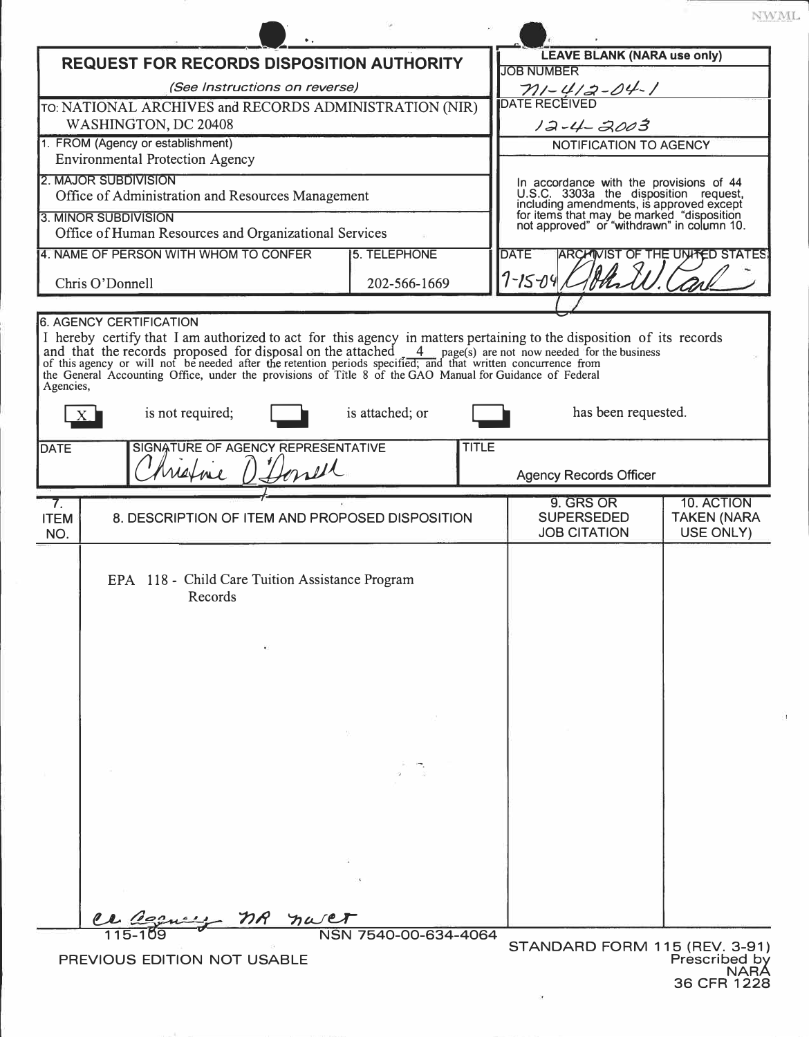NWML

## REQUEST FOR RECORDS DISPOSITION AUTHORITY

*(See Instructions on reverse)*

TO: NATIONAL ARCHIVES and RECORDS ADMINISTRATION (NIR) WASHINGTON, DC 20408

1. FROM (Agency or establishment)
Environmental Protection Agency

2. MAJOR SUBDIVISION
Office of Administration and Resources Management

3. MINOR SUBDIVISION
Office of Human Resources and Organizational Services

4. NAME OF PERSON WITH WHOM TO CONFER
Chris O'Donnell

5. TELEPHONE
202-566-1669

**LEAVE BLANK (NARA use only)**

JOB NUMBER
N1-412-04-1

DATE RECEIVED
12-4-2003

NOTIFICATION TO AGENCY

In accordance with the provisions of 44 U.S.C. 3303a the disposition request, including amendments, is approved except for items that may be marked "disposition not approved" or "withdrawn" in column 10.

DATE: 7-15-04

ARCHIVIST OF THE UNITED STATES: John W. Carlin

6. AGENCY CERTIFICATION

I hereby certify that I am authorized to act for this agency in matters pertaining to the disposition of its records and that the records proposed for disposal on the attached 4 page(s) are not now needed for the business of this agency or will not be needed after the retention periods specified; and that written concurrence from the General Accounting Office, under the provisions of Title 8 of the GAO Manual for Guidance of Federal Agencies,

[X] is not required; [ ] is attached; or [ ] has been requested.

| DATE | SIGNATURE OF AGENCY REPRESENTATIVE | TITLE |
| --- | --- | --- |
| | Christine O'Donnell | Agency Records Officer |

| 7. ITEM NO. | 8. DESCRIPTION OF ITEM AND PROPOSED DISPOSITION | 9. GRS OR SUPERSEDED JOB CITATION | 10. ACTION TAKEN (NARA USE ONLY) |
| --- | --- | --- | --- |
| | EPA 118 - Child Care Tuition Assistance Program Records | | |

cc Agency, NR, nwct

115-109 NSN 7540-00-634-4064

PREVIOUS EDITION NOT USABLE

STANDARD FORM 115 (REV. 3-91)
Prescribed by NARA
36 CFR 1228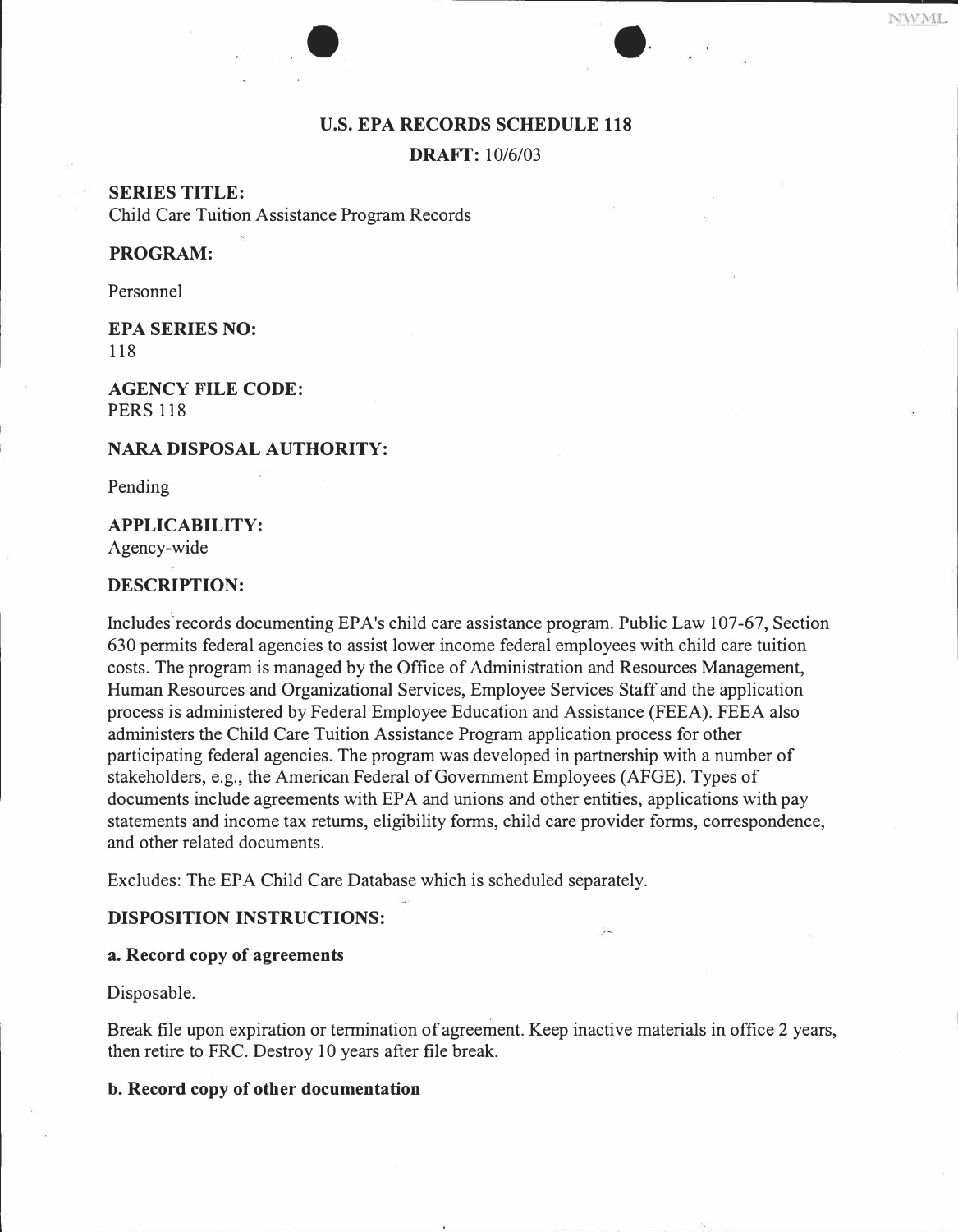## U.S. EPA RECORDS SCHEDULE 118

**DRAFT:** 10/6/03

**SERIES TITLE:**
Child Care Tuition Assistance Program Records

**PROGRAM:**

Personnel

**EPA SERIES NO:**
118

**AGENCY FILE CODE:**
PERS 118

**NARA DISPOSAL AUTHORITY:**

Pending

**APPLICABILITY:**
Agency-wide

**DESCRIPTION:**

Includes records documenting EPA's child care assistance program. Public Law 107-67, Section 630 permits federal agencies to assist lower income federal employees with child care tuition costs. The program is managed by the Office of Administration and Resources Management, Human Resources and Organizational Services, Employee Services Staff and the application process is administered by Federal Employee Education and Assistance (FEEA). FEEA also administers the Child Care Tuition Assistance Program application process for other participating federal agencies. The program was developed in partnership with a number of stakeholders, e.g., the American Federal of Government Employees (AFGE). Types of documents include agreements with EPA and unions and other entities, applications with pay statements and income tax returns, eligibility forms, child care provider forms, correspondence, and other related documents.

Excludes: The EPA Child Care Database which is scheduled separately.

**DISPOSITION INSTRUCTIONS:**

**a. Record copy of agreements**

Disposable.

Break file upon expiration or termination of agreement. Keep inactive materials in office 2 years, then retire to FRC. Destroy 10 years after file break.

**b. Record copy of other documentation**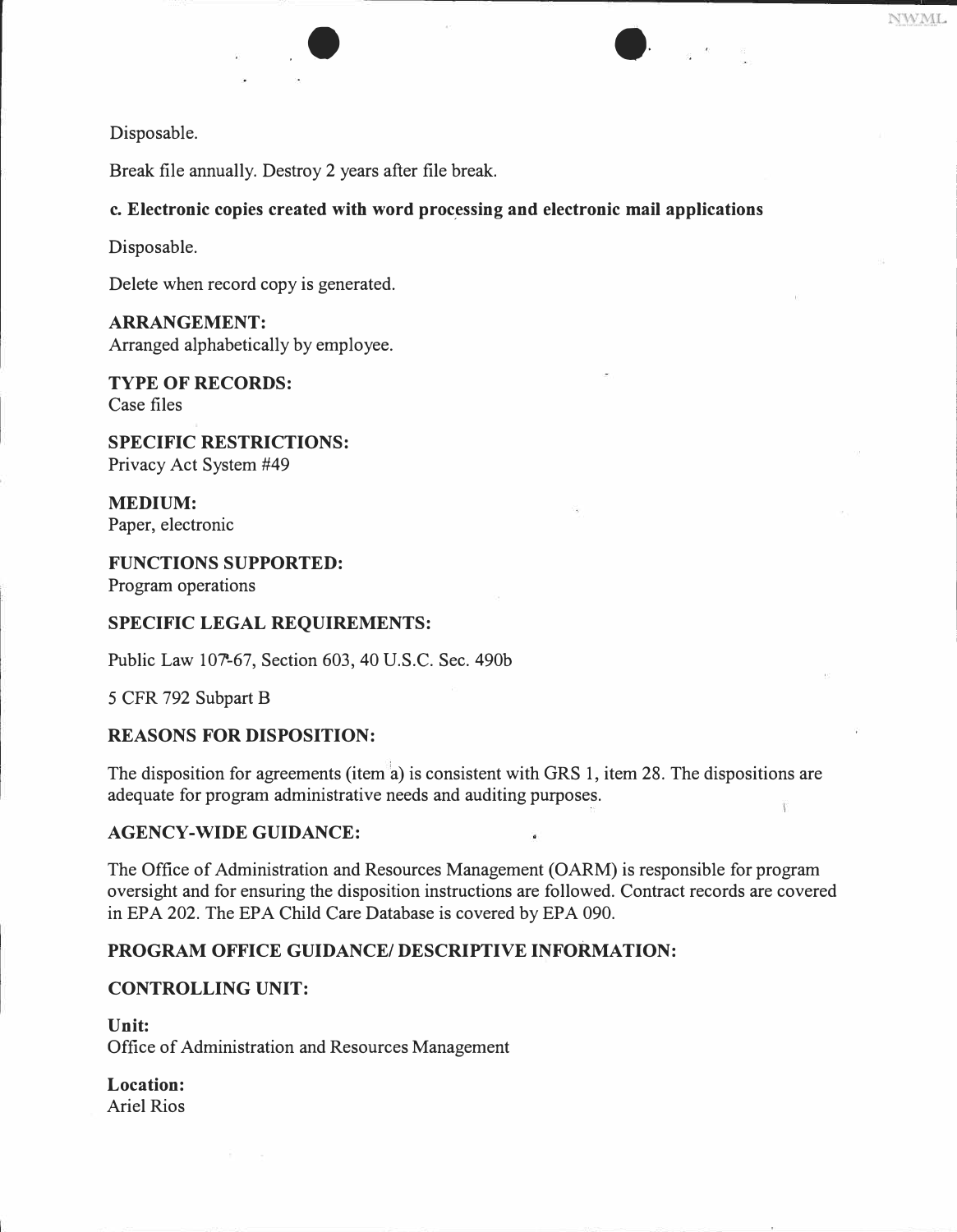Disposable.

Break file annually. Destroy 2 years after file break.

**c. Electronic copies created with word processing and electronic mail applications**

Disposable.

Delete when record copy is generated.

**ARRANGEMENT:**
Arranged alphabetically by employee.

**TYPE OF RECORDS:**
Case files

**SPECIFIC RESTRICTIONS:**
Privacy Act System #49

**MEDIUM:**
Paper, electronic

**FUNCTIONS SUPPORTED:**
Program operations

**SPECIFIC LEGAL REQUIREMENTS:**

Public Law 107-67, Section 603, 40 U.S.C. Sec. 490b

5 CFR 792 Subpart B

**REASONS FOR DISPOSITION:**

The disposition for agreements (item a) is consistent with GRS 1, item 28. The dispositions are adequate for program administrative needs and auditing purposes.

**AGENCY-WIDE GUIDANCE:**

The Office of Administration and Resources Management (OARM) is responsible for program oversight and for ensuring the disposition instructions are followed. Contract records are covered in EPA 202. The EPA Child Care Database is covered by EPA 090.

**PROGRAM OFFICE GUIDANCE/ DESCRIPTIVE INFORMATION:**

**CONTROLLING UNIT:**

**Unit:**
Office of Administration and Resources Management

**Location:**
Ariel Rios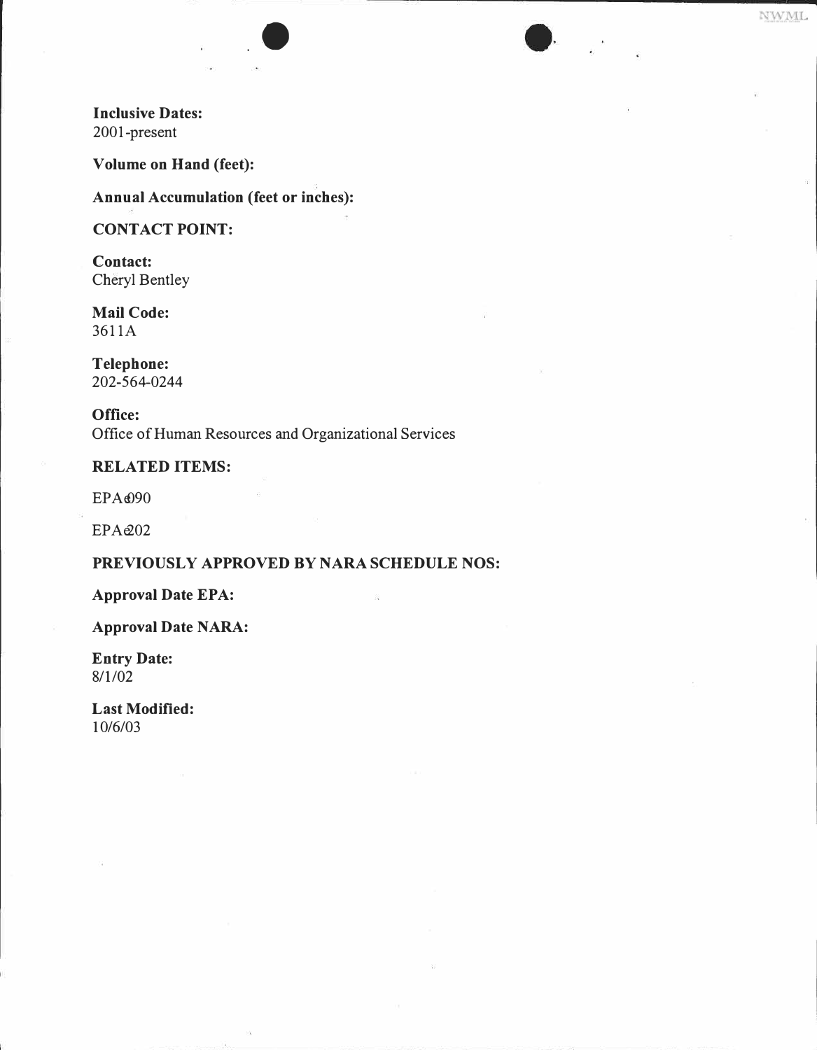**Inclusive Dates:**
2001-present

**Volume on Hand (feet):**

**Annual Accumulation (feet or inches):**

**CONTACT POINT:**

**Contact:**
Cheryl Bentley

**Mail Code:**
3611A

**Telephone:**
202-564-0244

**Office:**
Office of Human Resources and Organizational Services

**RELATED ITEMS:**

EPA 090

EPA 202

**PREVIOUSLY APPROVED BY NARA SCHEDULE NOS:**

**Approval Date EPA:**

**Approval Date NARA:**

**Entry Date:**
8/1/02

**Last Modified:**
10/6/03